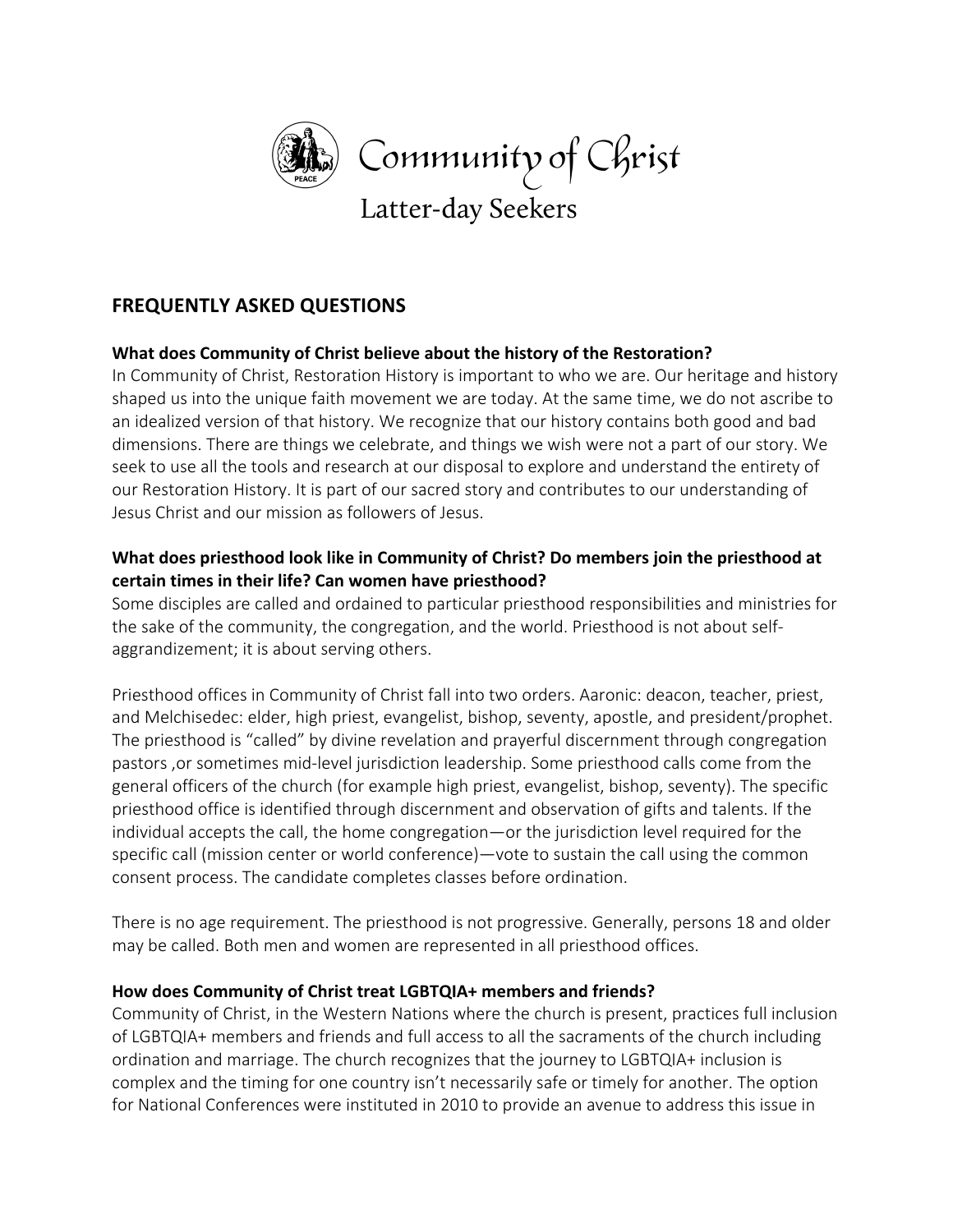# Community of Christ

Latter-day Seekers

## FREQUENTLY ASKED QUESTIONS

**What does Community of Christ believe about the history of the Restoration?**

In Community of Christ, Restoration History is important to who we are. Our heritage and history shaped us into the unique faith movement we are today. At the same time, we do not ascribe to an idealized version of that history. We recognize that our history contains both good and bad dimensions. There are things we celebrate, and things we wish were not a part of our story. We seek to use all the tools and research at our disposal to explore and understand the entirety of our Restoration History. It is part of our sacred story and contributes to our understanding of Jesus Christ and our mission as followers of Jesus.

**What does priesthood look like in Community of Christ? Do members join the priesthood at certain times in their life? Can women have priesthood?**

Some disciples are called and ordained to particular priesthood responsibilities and ministries for the sake of the community, the congregation, and the world. Priesthood is not about self-aggrandizement; it is about serving others.

Priesthood offices in Community of Christ fall into two orders. Aaronic: deacon, teacher, priest, and Melchisedec: elder, high priest, evangelist, bishop, seventy, apostle, and president/prophet. The priesthood is "called" by divine revelation and prayerful discernment through congregation pastors ,or sometimes mid-level jurisdiction leadership. Some priesthood calls come from the general officers of the church (for example high priest, evangelist, bishop, seventy). The specific priesthood office is identified through discernment and observation of gifts and talents. If the individual accepts the call, the home congregation—or the jurisdiction level required for the specific call (mission center or world conference)—vote to sustain the call using the common consent process. The candidate completes classes before ordination.

There is no age requirement. The priesthood is not progressive. Generally, persons 18 and older may be called. Both men and women are represented in all priesthood offices.

**How does Community of Christ treat LGBTQIA+ members and friends?**

Community of Christ, in the Western Nations where the church is present, practices full inclusion of LGBTQIA+ members and friends and full access to all the sacraments of the church including ordination and marriage. The church recognizes that the journey to LGBTQIA+ inclusion is complex and the timing for one country isn't necessarily safe or timely for another. The option for National Conferences were instituted in 2010 to provide an avenue to address this issue in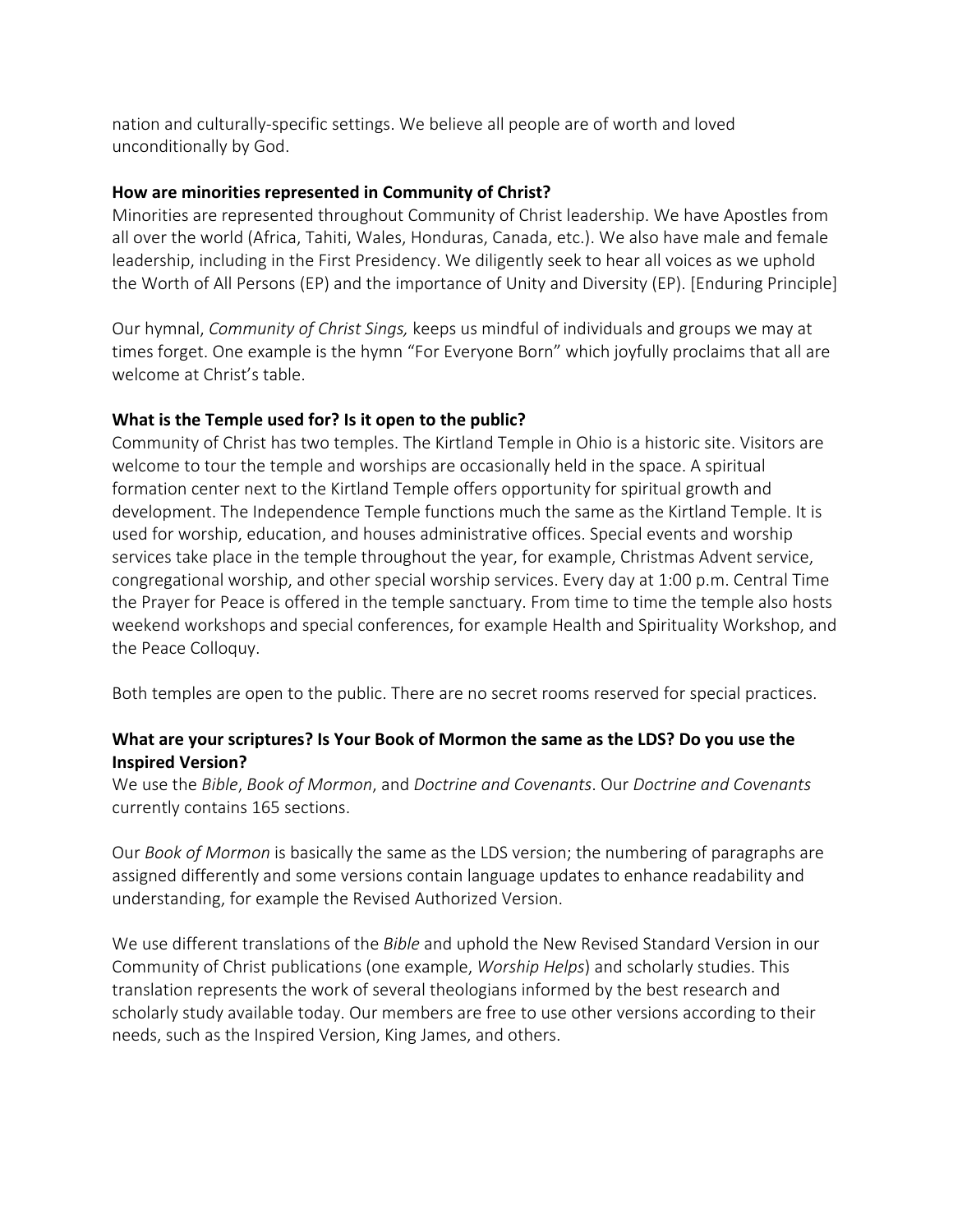nation and culturally-specific settings. We believe all people are of worth and loved unconditionally by God.

**How are minorities represented in Community of Christ?**

Minorities are represented throughout Community of Christ leadership. We have Apostles from all over the world (Africa, Tahiti, Wales, Honduras, Canada, etc.). We also have male and female leadership, including in the First Presidency. We diligently seek to hear all voices as we uphold the Worth of All Persons (EP) and the importance of Unity and Diversity (EP). [Enduring Principle]

Our hymnal, *Community of Christ Sings,* keeps us mindful of individuals and groups we may at times forget. One example is the hymn "For Everyone Born" which joyfully proclaims that all are welcome at Christ's table.

**What is the Temple used for? Is it open to the public?**

Community of Christ has two temples. The Kirtland Temple in Ohio is a historic site. Visitors are welcome to tour the temple and worships are occasionally held in the space. A spiritual formation center next to the Kirtland Temple offers opportunity for spiritual growth and development. The Independence Temple functions much the same as the Kirtland Temple. It is used for worship, education, and houses administrative offices. Special events and worship services take place in the temple throughout the year, for example, Christmas Advent service, congregational worship, and other special worship services. Every day at 1:00 p.m. Central Time the Prayer for Peace is offered in the temple sanctuary. From time to time the temple also hosts weekend workshops and special conferences, for example Health and Spirituality Workshop, and the Peace Colloquy.

Both temples are open to the public. There are no secret rooms reserved for special practices.

**What are your scriptures? Is Your Book of Mormon the same as the LDS? Do you use the Inspired Version?**

We use the *Bible*, *Book of Mormon*, and *Doctrine and Covenants*. Our *Doctrine and Covenants* currently contains 165 sections.

Our *Book of Mormon* is basically the same as the LDS version; the numbering of paragraphs are assigned differently and some versions contain language updates to enhance readability and understanding, for example the Revised Authorized Version.

We use different translations of the *Bible* and uphold the New Revised Standard Version in our Community of Christ publications (one example, *Worship Helps*) and scholarly studies. This translation represents the work of several theologians informed by the best research and scholarly study available today. Our members are free to use other versions according to their needs, such as the Inspired Version, King James, and others.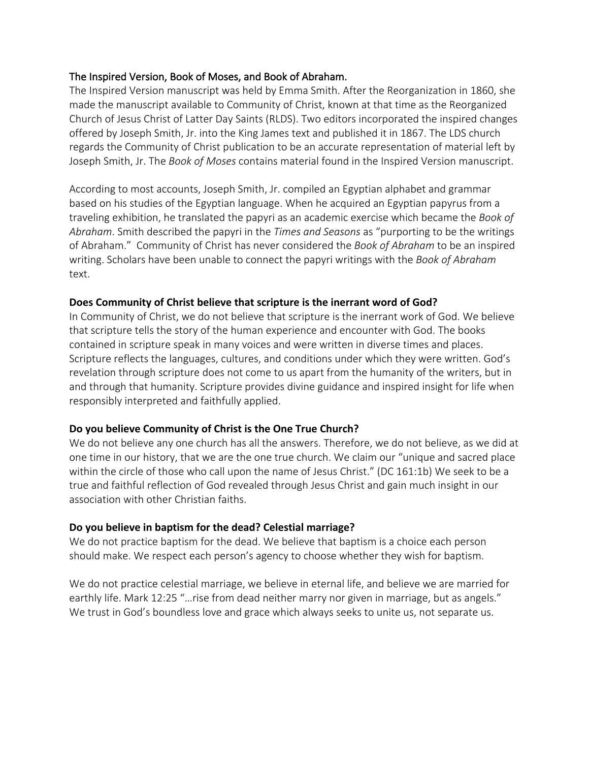## The Inspired Version, Book of Moses, and Book of Abraham.

The Inspired Version manuscript was held by Emma Smith. After the Reorganization in 1860, she made the manuscript available to Community of Christ, known at that time as the Reorganized Church of Jesus Christ of Latter Day Saints (RLDS). Two editors incorporated the inspired changes offered by Joseph Smith, Jr. into the King James text and published it in 1867. The LDS church regards the Community of Christ publication to be an accurate representation of material left by Joseph Smith, Jr. The *Book of Moses* contains material found in the Inspired Version manuscript.

According to most accounts, Joseph Smith, Jr. compiled an Egyptian alphabet and grammar based on his studies of the Egyptian language. When he acquired an Egyptian papyrus from a traveling exhibition, he translated the papyri as an academic exercise which became the *Book of Abraham*. Smith described the papyri in the *Times and Seasons* as "purporting to be the writings of Abraham." Community of Christ has never considered the *Book of Abraham* to be an inspired writing. Scholars have been unable to connect the papyri writings with the *Book of Abraham* text.

### Does Community of Christ believe that scripture is the inerrant word of God?

In Community of Christ, we do not believe that scripture is the inerrant work of God. We believe that scripture tells the story of the human experience and encounter with God. The books contained in scripture speak in many voices and were written in diverse times and places. Scripture reflects the languages, cultures, and conditions under which they were written. God's revelation through scripture does not come to us apart from the humanity of the writers, but in and through that humanity. Scripture provides divine guidance and inspired insight for life when responsibly interpreted and faithfully applied.

### Do you believe Community of Christ is the One True Church?

We do not believe any one church has all the answers. Therefore, we do not believe, as we did at one time in our history, that we are the one true church. We claim our "unique and sacred place within the circle of those who call upon the name of Jesus Christ." (DC 161:1b) We seek to be a true and faithful reflection of God revealed through Jesus Christ and gain much insight in our association with other Christian faiths.

### Do you believe in baptism for the dead? Celestial marriage?

We do not practice baptism for the dead. We believe that baptism is a choice each person should make. We respect each person's agency to choose whether they wish for baptism.

We do not practice celestial marriage, we believe in eternal life, and believe we are married for earthly life. Mark 12:25 "…rise from dead neither marry nor given in marriage, but as angels." We trust in God's boundless love and grace which always seeks to unite us, not separate us.